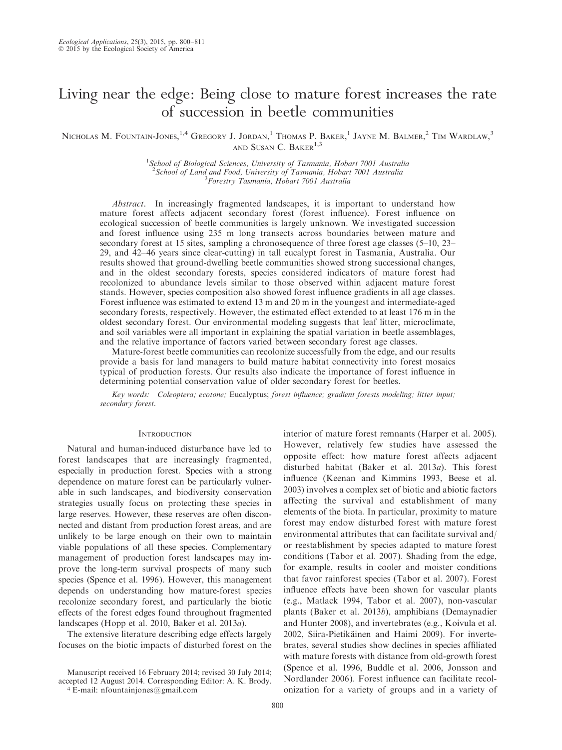# Living near the edge: Being close to mature forest increases the rate of succession in beetle communities

Nicholas M. Fountain-Jones,[1,4] Gregory J. Jordan,[1] Thomas P. Baker,[1] Jayne M. Balmer,[2] Tim Wardlaw,[3] and Susan C. Baker[1,3]

[1]School of Biological Sciences, University of Tasmania, Hobart 7001 Australia
[2]School of Land and Food, University of Tasmania, Hobart 7001 Australia
[3]Forestry Tasmania, Hobart 7001 Australia

*Abstract*. In increasingly fragmented landscapes, it is important to understand how mature forest affects adjacent secondary forest (forest influence). Forest influence on ecological succession of beetle communities is largely unknown. We investigated succession and forest influence using 235 m long transects across boundaries between mature and secondary forest at 15 sites, sampling a chronosequence of three forest age classes (5–10, 23–29, and 42–46 years since clear-cutting) in tall eucalypt forest in Tasmania, Australia. Our results showed that ground-dwelling beetle communities showed strong successional changes, and in the oldest secondary forests, species considered indicators of mature forest had recolonized to abundance levels similar to those observed within adjacent mature forest stands. However, species composition also showed forest influence gradients in all age classes. Forest influence was estimated to extend 13 m and 20 m in the youngest and intermediate-aged secondary forests, respectively. However, the estimated effect extended to at least 176 m in the oldest secondary forest. Our environmental modeling suggests that leaf litter, microclimate, and soil variables were all important in explaining the spatial variation in beetle assemblages, and the relative importance of factors varied between secondary forest age classes.

Mature-forest beetle communities can recolonize successfully from the edge, and our results provide a basis for land managers to build mature habitat connectivity into forest mosaics typical of production forests. Our results also indicate the importance of forest influence in determining potential conservation value of older secondary forest for beetles.

*Key words: Coleoptera; ecotone;* Eucalyptus; *forest influence; gradient forests modeling; litter input; secondary forest.*

## Introduction

Natural and human-induced disturbance have led to forest landscapes that are increasingly fragmented, especially in production forest. Species with a strong dependence on mature forest can be particularly vulnerable in such landscapes, and biodiversity conservation strategies usually focus on protecting these species in large reserves. However, these reserves are often disconnected and distant from production forest areas, and are unlikely to be large enough on their own to maintain viable populations of all these species. Complementary management of production forest landscapes may improve the long-term survival prospects of many such species (Spence et al. 1996). However, this management depends on understanding how mature-forest species recolonize secondary forest, and particularly the biotic effects of the forest edges found throughout fragmented landscapes (Hopp et al. 2010, Baker et al. 2013*a*).

The extensive literature describing edge effects largely focuses on the biotic impacts of disturbed forest on the interior of mature forest remnants (Harper et al. 2005). However, relatively few studies have assessed the opposite effect: how mature forest affects adjacent disturbed habitat (Baker et al. 2013*a*). This forest influence (Keenan and Kimmins 1993, Beese et al. 2003) involves a complex set of biotic and abiotic factors affecting the survival and establishment of many elements of the biota. In particular, proximity to mature forest may endow disturbed forest with mature forest environmental attributes that can facilitate survival and/or reestablishment by species adapted to mature forest conditions (Tabor et al. 2007). Shading from the edge, for example, results in cooler and moister conditions that favor rainforest species (Tabor et al. 2007). Forest influence effects have been shown for vascular plants (e.g., Matlack 1994, Tabor et al. 2007), non-vascular plants (Baker et al. 2013*b*), amphibians (Demaynadier and Hunter 2008), and invertebrates (e.g., Koivula et al. 2002, Siira-Pietikäinen and Haimi 2009). For invertebrates, several studies show declines in species affiliated with mature forests with distance from old-growth forest (Spence et al. 1996, Buddle et al. 2006, Jonsson and Nordlander 2006). Forest influence can facilitate recolonization for a variety of groups and in a variety of

Manuscript received 16 February 2014; revised 30 July 2014; accepted 12 August 2014. Corresponding Editor: A. K. Brody.
[4] E-mail: nfountainjones@gmail.com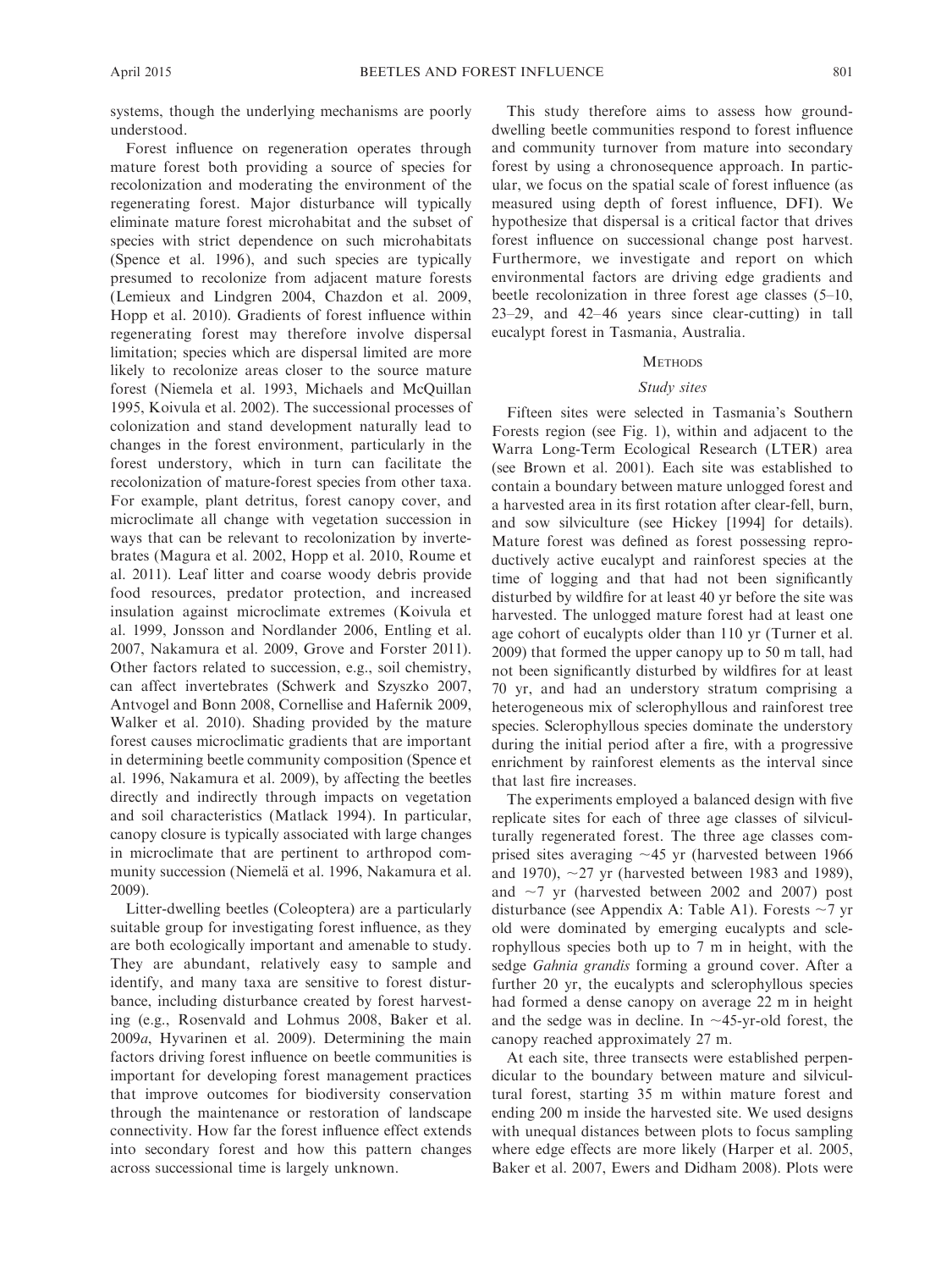systems, though the underlying mechanisms are poorly understood.

Forest influence on regeneration operates through mature forest both providing a source of species for recolonization and moderating the environment of the regenerating forest. Major disturbance will typically eliminate mature forest microhabitat and the subset of species with strict dependence on such microhabitats (Spence et al. 1996), and such species are typically presumed to recolonize from adjacent mature forests (Lemieux and Lindgren 2004, Chazdon et al. 2009, Hopp et al. 2010). Gradients of forest influence within regenerating forest may therefore involve dispersal limitation; species which are dispersal limited are more likely to recolonize areas closer to the source mature forest (Niemela et al. 1993, Michaels and McQuillan 1995, Koivula et al. 2002). The successional processes of colonization and stand development naturally lead to changes in the forest environment, particularly in the forest understory, which in turn can facilitate the recolonization of mature-forest species from other taxa. For example, plant detritus, forest canopy cover, and microclimate all change with vegetation succession in ways that can be relevant to recolonization by invertebrates (Magura et al. 2002, Hopp et al. 2010, Roume et al. 2011). Leaf litter and coarse woody debris provide food resources, predator protection, and increased insulation against microclimate extremes (Koivula et al. 1999, Jonsson and Nordlander 2006, Entling et al. 2007, Nakamura et al. 2009, Grove and Forster 2011). Other factors related to succession, e.g., soil chemistry, can affect invertebrates (Schwerk and Szyszko 2007, Antvogel and Bonn 2008, Cornellise and Hafernik 2009, Walker et al. 2010). Shading provided by the mature forest causes microclimatic gradients that are important in determining beetle community composition (Spence et al. 1996, Nakamura et al. 2009), by affecting the beetles directly and indirectly through impacts on vegetation and soil characteristics (Matlack 1994). In particular, canopy closure is typically associated with large changes in microclimate that are pertinent to arthropod community succession (Niemelä et al. 1996, Nakamura et al. 2009).

Litter-dwelling beetles (Coleoptera) are a particularly suitable group for investigating forest influence, as they are both ecologically important and amenable to study. They are abundant, relatively easy to sample and identify, and many taxa are sensitive to forest disturbance, including disturbance created by forest harvesting (e.g., Rosenvald and Lohmus 2008, Baker et al. 2009*a*, Hyvarinen et al. 2009). Determining the main factors driving forest influence on beetle communities is important for developing forest management practices that improve outcomes for biodiversity conservation through the maintenance or restoration of landscape connectivity. How far the forest influence effect extends into secondary forest and how this pattern changes across successional time is largely unknown.

This study therefore aims to assess how ground-dwelling beetle communities respond to forest influence and community turnover from mature into secondary forest by using a chronosequence approach. In particular, we focus on the spatial scale of forest influence (as measured using depth of forest influence, DFI). We hypothesize that dispersal is a critical factor that drives forest influence on successional change post harvest. Furthermore, we investigate and report on which environmental factors are driving edge gradients and beetle recolonization in three forest age classes (5–10, 23–29, and 42–46 years since clear-cutting) in tall eucalypt forest in Tasmania, Australia.

## Methods

### Study sites

Fifteen sites were selected in Tasmania's Southern Forests region (see Fig. 1), within and adjacent to the Warra Long-Term Ecological Research (LTER) area (see Brown et al. 2001). Each site was established to contain a boundary between mature unlogged forest and a harvested area in its first rotation after clear-fell, burn, and sow silviculture (see Hickey [1994] for details). Mature forest was defined as forest possessing reproductively active eucalypt and rainforest species at the time of logging and that had not been significantly disturbed by wildfire for at least 40 yr before the site was harvested. The unlogged mature forest had at least one age cohort of eucalypts older than 110 yr (Turner et al. 2009) that formed the upper canopy up to 50 m tall, had not been significantly disturbed by wildfires for at least 70 yr, and had an understory stratum comprising a heterogeneous mix of sclerophyllous and rainforest tree species. Sclerophyllous species dominate the understory during the initial period after a fire, with a progressive enrichment by rainforest elements as the interval since that last fire increases.

The experiments employed a balanced design with five replicate sites for each of three age classes of silviculturally regenerated forest. The three age classes comprised sites averaging ~45 yr (harvested between 1966 and 1970), ~27 yr (harvested between 1983 and 1989), and ~7 yr (harvested between 2002 and 2007) post disturbance (see Appendix A: Table A1). Forests ~7 yr old were dominated by emerging eucalypts and sclerophyllous species both up to 7 m in height, with the sedge *Gahnia grandis* forming a ground cover. After a further 20 yr, the eucalypts and sclerophyllous species had formed a dense canopy on average 22 m in height and the sedge was in decline. In ~45-yr-old forest, the canopy reached approximately 27 m.

At each site, three transects were established perpendicular to the boundary between mature and silvicultural forest, starting 35 m within mature forest and ending 200 m inside the harvested site. We used designs with unequal distances between plots to focus sampling where edge effects are more likely (Harper et al. 2005, Baker et al. 2007, Ewers and Didham 2008). Plots were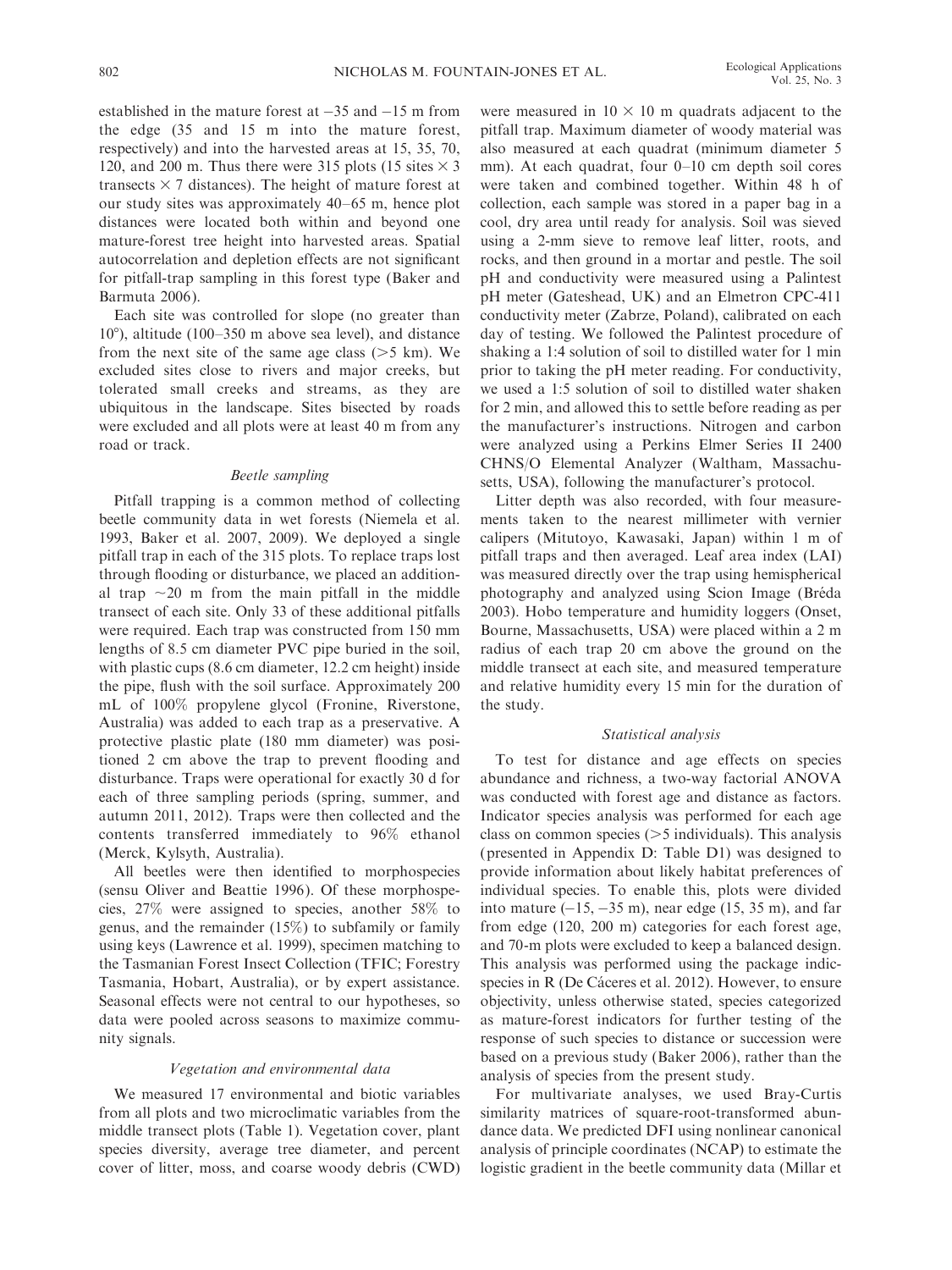established in the mature forest at −35 and −15 m from the edge (35 and 15 m into the mature forest, respectively) and into the harvested areas at 15, 35, 70, 120, and 200 m. Thus there were 315 plots (15 sites × 3 transects × 7 distances). The height of mature forest at our study sites was approximately 40–65 m, hence plot distances were located both within and beyond one mature-forest tree height into harvested areas. Spatial autocorrelation and depletion effects are not significant for pitfall-trap sampling in this forest type (Baker and Barmuta 2006).

Each site was controlled for slope (no greater than 10°), altitude (100–350 m above sea level), and distance from the next site of the same age class (>5 km). We excluded sites close to rivers and major creeks, but tolerated small creeks and streams, as they are ubiquitous in the landscape. Sites bisected by roads were excluded and all plots were at least 40 m from any road or track.

### *Beetle sampling*

Pitfall trapping is a common method of collecting beetle community data in wet forests (Niemela et al. 1993, Baker et al. 2007, 2009). We deployed a single pitfall trap in each of the 315 plots. To replace traps lost through flooding or disturbance, we placed an additional trap ~20 m from the main pitfall in the middle transect of each site. Only 33 of these additional pitfalls were required. Each trap was constructed from 150 mm lengths of 8.5 cm diameter PVC pipe buried in the soil, with plastic cups (8.6 cm diameter, 12.2 cm height) inside the pipe, flush with the soil surface. Approximately 200 mL of 100% propylene glycol (Fronine, Riverstone, Australia) was added to each trap as a preservative. A protective plastic plate (180 mm diameter) was positioned 2 cm above the trap to prevent flooding and disturbance. Traps were operational for exactly 30 d for each of three sampling periods (spring, summer, and autumn 2011, 2012). Traps were then collected and the contents transferred immediately to 96% ethanol (Merck, Kylsyth, Australia).

All beetles were then identified to morphospecies (sensu Oliver and Beattie 1996). Of these morphospecies, 27% were assigned to species, another 58% to genus, and the remainder (15%) to subfamily or family using keys (Lawrence et al. 1999), specimen matching to the Tasmanian Forest Insect Collection (TFIC; Forestry Tasmania, Hobart, Australia), or by expert assistance. Seasonal effects were not central to our hypotheses, so data were pooled across seasons to maximize community signals.

### *Vegetation and environmental data*

We measured 17 environmental and biotic variables from all plots and two microclimatic variables from the middle transect plots (Table 1). Vegetation cover, plant species diversity, average tree diameter, and percent cover of litter, moss, and coarse woody debris (CWD) were measured in 10 × 10 m quadrats adjacent to the pitfall trap. Maximum diameter of woody material was also measured at each quadrat (minimum diameter 5 mm). At each quadrat, four 0–10 cm depth soil cores were taken and combined together. Within 48 h of collection, each sample was stored in a paper bag in a cool, dry area until ready for analysis. Soil was sieved using a 2-mm sieve to remove leaf litter, roots, and rocks, and then ground in a mortar and pestle. The soil pH and conductivity were measured using a Palintest pH meter (Gateshead, UK) and an Elmetron CPC-411 conductivity meter (Zabrze, Poland), calibrated on each day of testing. We followed the Palintest procedure of shaking a 1:4 solution of soil to distilled water for 1 min prior to taking the pH meter reading. For conductivity, we used a 1:5 solution of soil to distilled water shaken for 2 min, and allowed this to settle before reading as per the manufacturer's instructions. Nitrogen and carbon were analyzed using a Perkins Elmer Series II 2400 CHNS/O Elemental Analyzer (Waltham, Massachusetts, USA), following the manufacturer's protocol.

Litter depth was also recorded, with four measurements taken to the nearest millimeter with vernier calipers (Mitutoyo, Kawasaki, Japan) within 1 m of pitfall traps and then averaged. Leaf area index (LAI) was measured directly over the trap using hemispherical photography and analyzed using Scion Image (Bréda 2003). Hobo temperature and humidity loggers (Onset, Bourne, Massachusetts, USA) were placed within a 2 m radius of each trap 20 cm above the ground on the middle transect at each site, and measured temperature and relative humidity every 15 min for the duration of the study.

### *Statistical analysis*

To test for distance and age effects on species abundance and richness, a two-way factorial ANOVA was conducted with forest age and distance as factors. Indicator species analysis was performed for each age class on common species (>5 individuals). This analysis (presented in Appendix D: Table D1) was designed to provide information about likely habitat preferences of individual species. To enable this, plots were divided into mature (−15, −35 m), near edge (15, 35 m), and far from edge (120, 200 m) categories for each forest age, and 70-m plots were excluded to keep a balanced design. This analysis was performed using the package indicspecies in R (De Cáceres et al. 2012). However, to ensure objectivity, unless otherwise stated, species categorized as mature-forest indicators for further testing of the response of such species to distance or succession were based on a previous study (Baker 2006), rather than the analysis of species from the present study.

For multivariate analyses, we used Bray-Curtis similarity matrices of square-root-transformed abundance data. We predicted DFI using nonlinear canonical analysis of principle coordinates (NCAP) to estimate the logistic gradient in the beetle community data (Millar et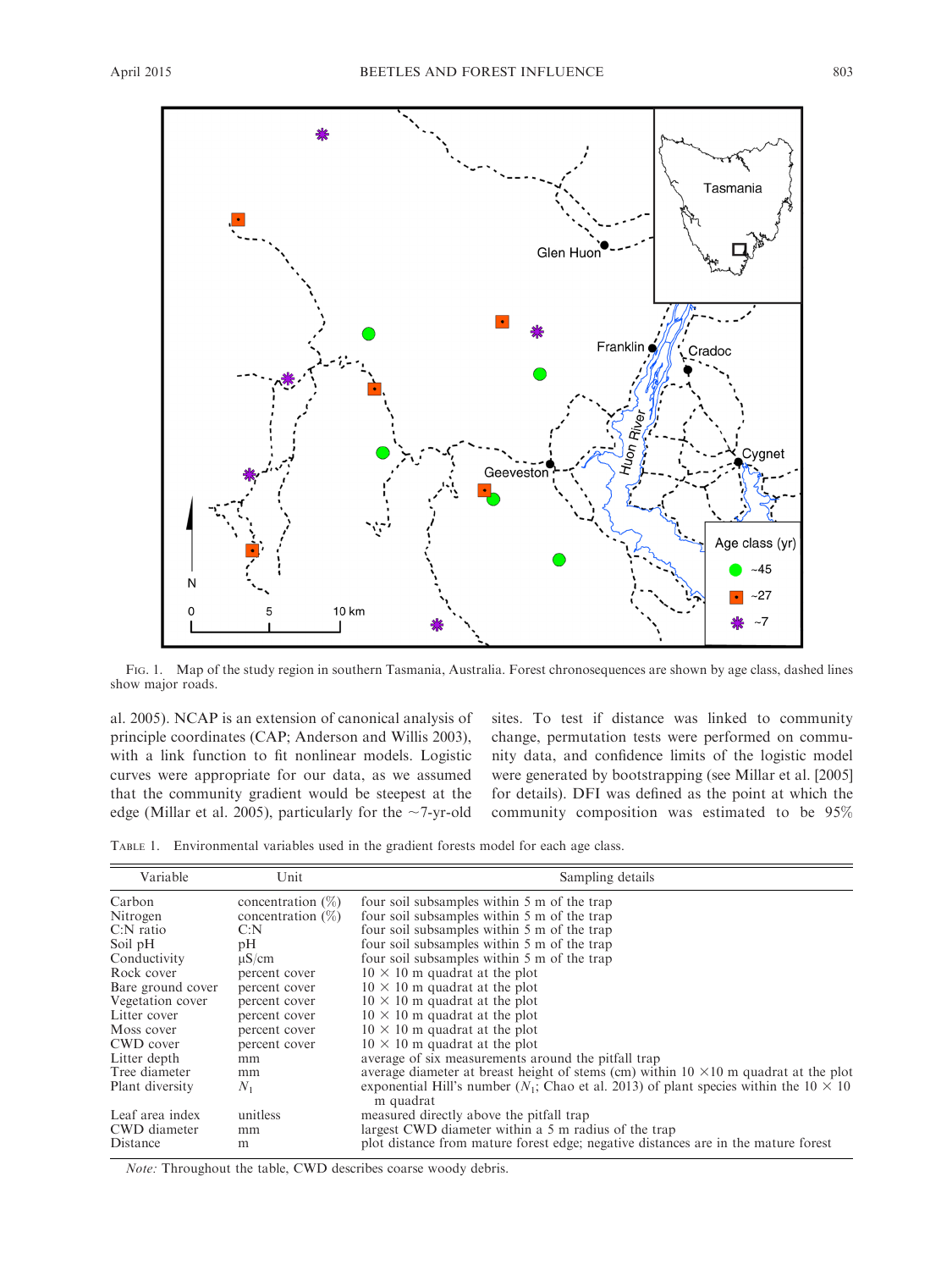FIG. 1. Map of the study region in southern Tasmania, Australia. Forest chronosequences are shown by age class, dashed lines show major roads.

al. 2005). NCAP is an extension of canonical analysis of principle coordinates (CAP; Anderson and Willis 2003), with a link function to fit nonlinear models. Logistic curves were appropriate for our data, as we assumed that the community gradient would be steepest at the edge (Millar et al. 2005), particularly for the ~7-yr-old sites. To test if distance was linked to community change, permutation tests were performed on community data, and confidence limits of the logistic model were generated by bootstrapping (see Millar et al. [2005] for details). DFI was defined as the point at which the community composition was estimated to be 95%

TABLE 1. Environmental variables used in the gradient forests model for each age class.

| Variable | Unit | Sampling details |
|---|---|---|
| Carbon | concentration (%) | four soil subsamples within 5 m of the trap |
| Nitrogen | concentration (%) | four soil subsamples within 5 m of the trap |
| C:N ratio | C:N | four soil subsamples within 5 m of the trap |
| Soil pH | pH | four soil subsamples within 5 m of the trap |
| Conductivity | μS/cm | four soil subsamples within 5 m of the trap |
| Rock cover | percent cover | 10 × 10 m quadrat at the plot |
| Bare ground cover | percent cover | 10 × 10 m quadrat at the plot |
| Vegetation cover | percent cover | 10 × 10 m quadrat at the plot |
| Litter cover | percent cover | 10 × 10 m quadrat at the plot |
| Moss cover | percent cover | 10 × 10 m quadrat at the plot |
| CWD cover | percent cover | 10 × 10 m quadrat at the plot |
| Litter depth | mm | average of six measurements around the pitfall trap |
| Tree diameter | mm | average diameter at breast height of stems (cm) within 10 ×10 m quadrat at the plot |
| Plant diversity | $N_1$ | exponential Hill's number ($N_1$; Chao et al. 2013) of plant species within the 10 × 10 m quadrat |
| Leaf area index | unitless | measured directly above the pitfall trap |
| CWD diameter | mm | largest CWD diameter within a 5 m radius of the trap |
| Distance | m | plot distance from mature forest edge; negative distances are in the mature forest |

*Note:* Throughout the table, CWD describes coarse woody debris.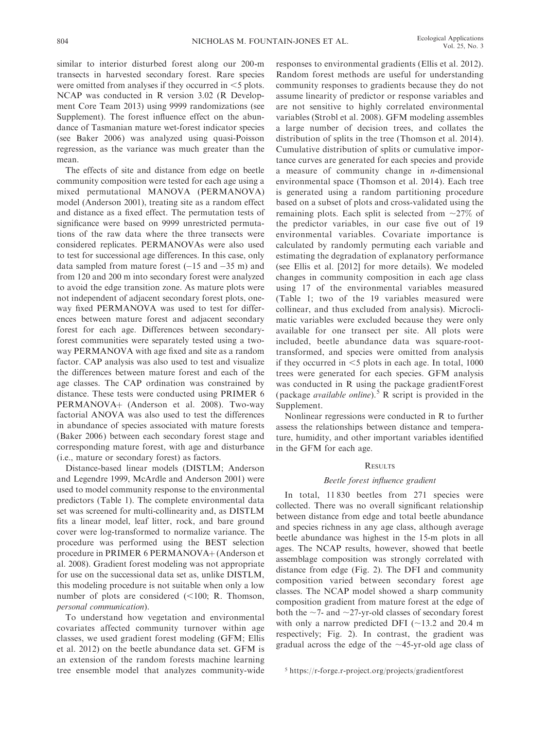similar to interior disturbed forest along our 200-m transects in harvested secondary forest. Rare species were omitted from analyses if they occurred in <5 plots. NCAP was conducted in R version 3.02 (R Development Core Team 2013) using 9999 randomizations (see Supplement). The forest influence effect on the abundance of Tasmanian mature wet-forest indicator species (see Baker 2006) was analyzed using quasi-Poisson regression, as the variance was much greater than the mean.

The effects of site and distance from edge on beetle community composition were tested for each age using a mixed permutational MANOVA (PERMANOVA) model (Anderson 2001), treating site as a random effect and distance as a fixed effect. The permutation tests of significance were based on 9999 unrestricted permutations of the raw data where the three transects were considered replicates. PERMANOVAs were also used to test for successional age differences. In this case, only data sampled from mature forest (−15 and −35 m) and from 120 and 200 m into secondary forest were analyzed to avoid the edge transition zone. As mature plots were not independent of adjacent secondary forest plots, one-way fixed PERMANOVA was used to test for differences between mature forest and adjacent secondary forest for each age. Differences between secondary-forest communities were separately tested using a two-way PERMANOVA with age fixed and site as a random factor. CAP analysis was also used to test and visualize the differences between mature forest and each of the age classes. The CAP ordination was constrained by distance. These tests were conducted using PRIMER 6 PERMANOVA+ (Anderson et al. 2008). Two-way factorial ANOVA was also used to test the differences in abundance of species associated with mature forests (Baker 2006) between each secondary forest stage and corresponding mature forest, with age and disturbance (i.e., mature or secondary forest) as factors.

Distance-based linear models (DISTLM; Anderson and Legendre 1999, McArdle and Anderson 2001) were used to model community response to the environmental predictors (Table 1). The complete environmental data set was screened for multi-collinearity and, as DISTLM fits a linear model, leaf litter, rock, and bare ground cover were log-transformed to normalize variance. The procedure was performed using the BEST selection procedure in PRIMER 6 PERMANOVA+ (Anderson et al. 2008). Gradient forest modeling was not appropriate for use on the successional data set as, unlike DISTLM, this modeling procedure is not suitable when only a low number of plots are considered (<100; R. Thomson, *personal communication*).

To understand how vegetation and environmental covariates affected community turnover within age classes, we used gradient forest modeling (GFM; Ellis et al. 2012) on the beetle abundance data set. GFM is an extension of the random forests machine learning tree ensemble model that analyzes community-wide responses to environmental gradients (Ellis et al. 2012). Random forest methods are useful for understanding community responses to gradients because they do not assume linearity of predictor or response variables and are not sensitive to highly correlated environmental variables (Strobl et al. 2008). GFM modeling assembles a large number of decision trees, and collates the distribution of splits in the tree (Thomson et al. 2014). Cumulative distribution of splits or cumulative importance curves are generated for each species and provide a measure of community change in *n*-dimensional environmental space (Thomson et al. 2014). Each tree is generated using a random partitioning procedure based on a subset of plots and cross-validated using the remaining plots. Each split is selected from ~27% of the predictor variables, in our case five out of 19 environmental variables. Covariate importance is calculated by randomly permuting each variable and estimating the degradation of explanatory performance (see Ellis et al. [2012] for more details). We modeled changes in community composition in each age class using 17 of the environmental variables measured (Table 1; two of the 19 variables measured were collinear, and thus excluded from analysis). Microclimatic variables were excluded because they were only available for one transect per site. All plots were included, beetle abundance data was square-root-transformed, and species were omitted from analysis if they occurred in <5 plots in each age. In total, 1000 trees were generated for each species. GFM analysis was conducted in R using the package gradientForest (package *available online*).[5] R script is provided in the Supplement.

Nonlinear regressions were conducted in R to further assess the relationships between distance and temperature, humidity, and other important variables identified in the GFM for each age.

## Results

### *Beetle forest influence gradient*

In total, 11 830 beetles from 271 species were collected. There was no overall significant relationship between distance from edge and total beetle abundance and species richness in any age class, although average beetle abundance was highest in the 15-m plots in all ages. The NCAP results, however, showed that beetle assemblage composition was strongly correlated with distance from edge (Fig. 2). The DFI and community composition varied between secondary forest age classes. The NCAP model showed a sharp community composition gradient from mature forest at the edge of both the ~7- and ~27-yr-old classes of secondary forest with only a narrow predicted DFI (~13.2 and 20.4 m respectively; Fig. 2). In contrast, the gradient was gradual across the edge of the ~45-yr-old age class of

[5] https://r-forge.r-project.org/projects/gradientforest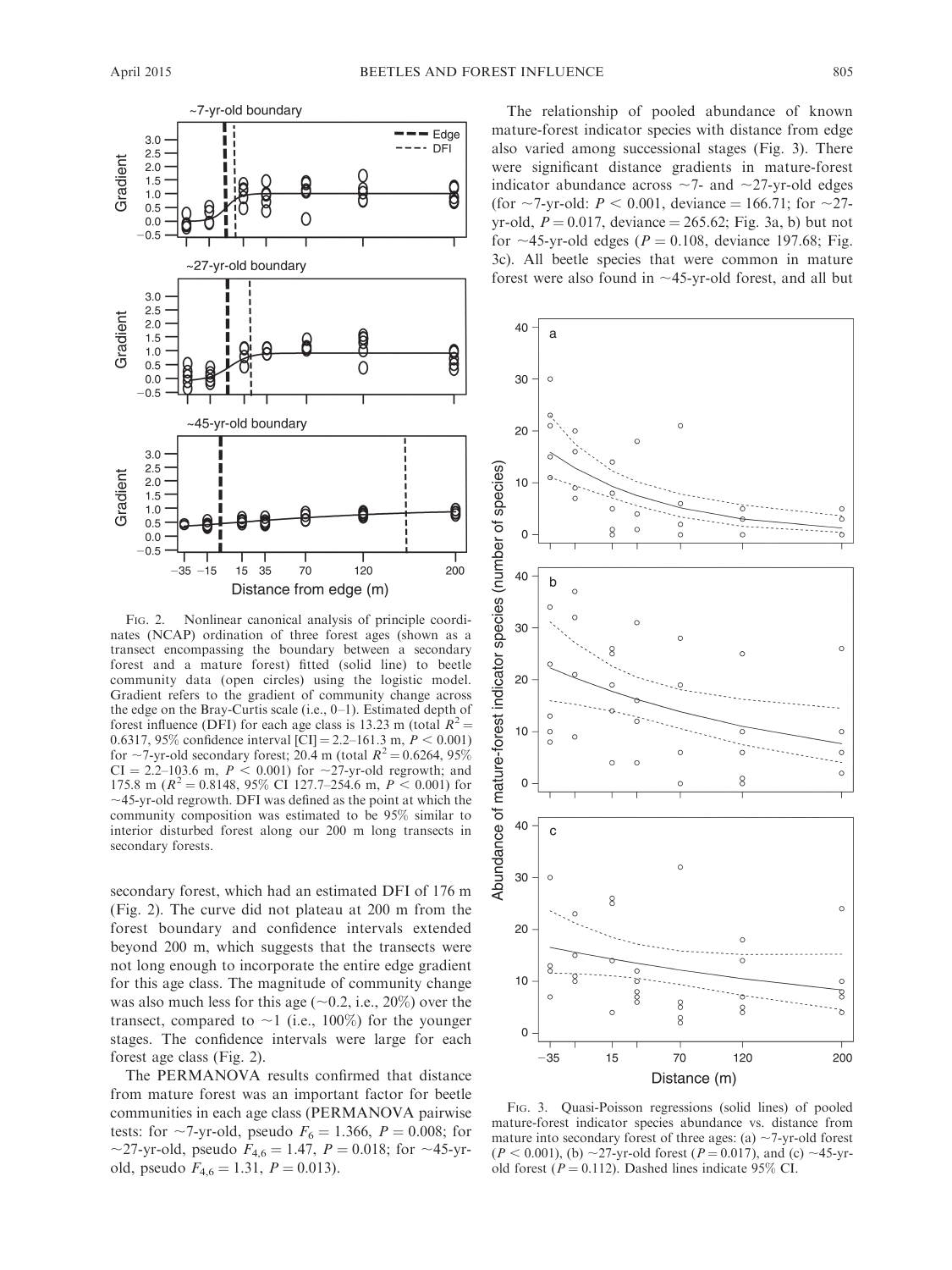FIG. 2. Nonlinear canonical analysis of principle coordinates (NCAP) ordination of three forest ages (shown as a transect encompassing the boundary between a secondary forest and a mature forest) fitted (solid line) to beetle community data (open circles) using the logistic model. Gradient refers to the gradient of community change across the edge on the Bray-Curtis scale (i.e., 0–1). Estimated depth of forest influence (DFI) for each age class is 13.23 m (total $R^2 = 0.6317$, 95% confidence interval [CI] = 2.2–161.3 m, $P < 0.001$) for ~7-yr-old secondary forest; 20.4 m (total $R^2 = 0.6264$, 95% CI = 2.2–103.6 m, $P < 0.001$) for ~27-yr-old regrowth; and 175.8 m ($R^2 = 0.8148$, 95% CI 127.7–254.6 m, $P < 0.001$) for ~45-yr-old regrowth. DFI was defined as the point at which the community composition was estimated to be 95% similar to interior disturbed forest along our 200 m long transects in secondary forests.

secondary forest, which had an estimated DFI of 176 m (Fig. 2). The curve did not plateau at 200 m from the forest boundary and confidence intervals extended beyond 200 m, which suggests that the transects were not long enough to incorporate the entire edge gradient for this age class. The magnitude of community change was also much less for this age (~0.2, i.e., 20%) over the transect, compared to ~1 (i.e., 100%) for the younger stages. The confidence intervals were large for each forest age class (Fig. 2).

The PERMANOVA results confirmed that distance from mature forest was an important factor for beetle communities in each age class (PERMANOVA pairwise tests: for ~7-yr-old, pseudo $F_6 = 1.366$, $P = 0.008$; for ~27-yr-old, pseudo $F_{4,6} = 1.47$, $P = 0.018$; for ~45-yr-old, pseudo $F_{4,6} = 1.31$, $P = 0.013$).

The relationship of pooled abundance of known mature-forest indicator species with distance from edge also varied among successional stages (Fig. 3). There were significant distance gradients in mature-forest indicator abundance across ~7- and ~27-yr-old edges (for ~7-yr-old: $P < 0.001$, deviance = 166.71; for ~27-yr-old, $P = 0.017$, deviance = 265.62; Fig. 3a, b) but not for ~45-yr-old edges ($P = 0.108$, deviance 197.68; Fig. 3c). All beetle species that were common in mature forest were also found in ~45-yr-old forest, and all but

FIG. 3. Quasi-Poisson regressions (solid lines) of pooled mature-forest indicator species abundance vs. distance from mature into secondary forest of three ages: (a) ~7-yr-old forest ($P < 0.001$), (b) ~27-yr-old forest ($P = 0.017$), and (c) ~45-yr-old forest ($P = 0.112$). Dashed lines indicate 95% CI.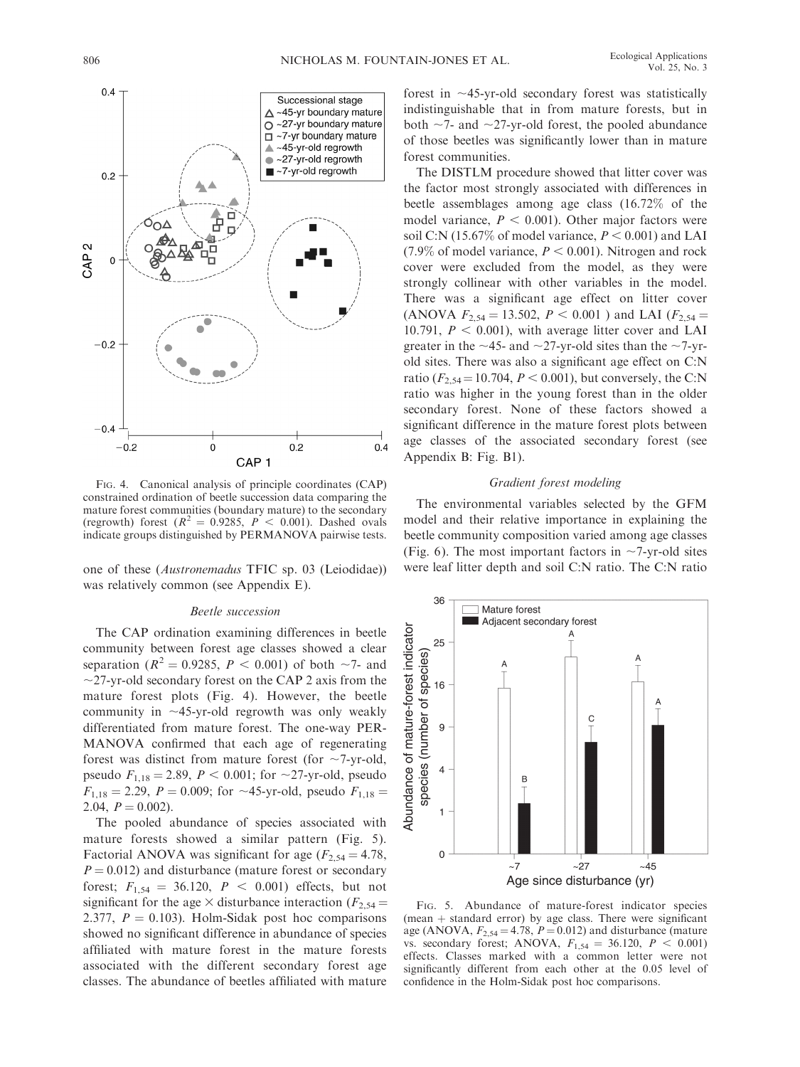FIG. 4. Canonical analysis of principle coordinates (CAP) constrained ordination of beetle succession data comparing the mature forest communities (boundary mature) to the secondary (regrowth) forest ($R^2 = 0.9285$, $P < 0.001$). Dashed ovals indicate groups distinguished by PERMANOVA pairwise tests.

one of these (*Austronemadus* TFIC sp. 03 (Leiodidae)) was relatively common (see Appendix E).

### *Beetle succession*

The CAP ordination examining differences in beetle community between forest age classes showed a clear separation ($R^2 = 0.9285$, $P < 0.001$) of both ~7- and ~27-yr-old secondary forest on the CAP 2 axis from the mature forest plots (Fig. 4). However, the beetle community in ~45-yr-old regrowth was only weakly differentiated from mature forest. The one-way PERMANOVA confirmed that each age of regenerating forest was distinct from mature forest (for ~7-yr-old, pseudo $F_{1,18} = 2.89$, $P < 0.001$; for ~27-yr-old, pseudo $F_{1,18} = 2.29$, $P = 0.009$; for ~45-yr-old, pseudo $F_{1,18} = 2.04$, $P = 0.002$).

The pooled abundance of species associated with mature forests showed a similar pattern (Fig. 5). Factorial ANOVA was significant for age ($F_{2,54} = 4.78$, $P = 0.012$) and disturbance (mature forest or secondary forest; $F_{1,54} = 36.120$, $P < 0.001$) effects, but not significant for the age × disturbance interaction ($F_{2,54} = 2.377$, $P = 0.103$). Holm-Sidak post hoc comparisons showed no significant difference in abundance of species affiliated with mature forest in the mature forests associated with the different secondary forest age classes. The abundance of beetles affiliated with mature forest in ~45-yr-old secondary forest was statistically indistinguishable that in from mature forests, but in both ~7- and ~27-yr-old forest, the pooled abundance of those beetles was significantly lower than in mature forest communities.

The DISTLM procedure showed that litter cover was the factor most strongly associated with differences in beetle assemblages among age class (16.72% of the model variance, $P < 0.001$). Other major factors were soil C:N (15.67% of model variance, $P < 0.001$) and LAI (7.9% of model variance, $P < 0.001$). Nitrogen and rock cover were excluded from the model, as they were strongly collinear with other variables in the model. There was a significant age effect on litter cover (ANOVA $F_{2,54} = 13.502$, $P < 0.001$ ) and LAI ($F_{2,54} = 10.791$, $P < 0.001$), with average litter cover and LAI greater in the ~45- and ~27-yr-old sites than the ~7-yr-old sites. There was also a significant age effect on C:N ratio ($F_{2,54} = 10.704$, $P < 0.001$), but conversely, the C:N ratio was higher in the young forest than in the older secondary forest. None of these factors showed a significant difference in the mature forest plots between age classes of the associated secondary forest (see Appendix B: Fig. B1).

### *Gradient forest modeling*

The environmental variables selected by the GFM model and their relative importance in explaining the beetle community composition varied among age classes (Fig. 6). The most important factors in ~7-yr-old sites were leaf litter depth and soil C:N ratio. The C:N ratio

FIG. 5. Abundance of mature-forest indicator species (mean + standard error) by age class. There were significant age (ANOVA, $F_{2,54} = 4.78$, $P = 0.012$) and disturbance (mature vs. secondary forest; ANOVA, $F_{1,54} = 36.120$, $P < 0.001$) effects. Classes marked with a common letter were not significantly different from each other at the 0.05 level of confidence in the Holm-Sidak post hoc comparisons.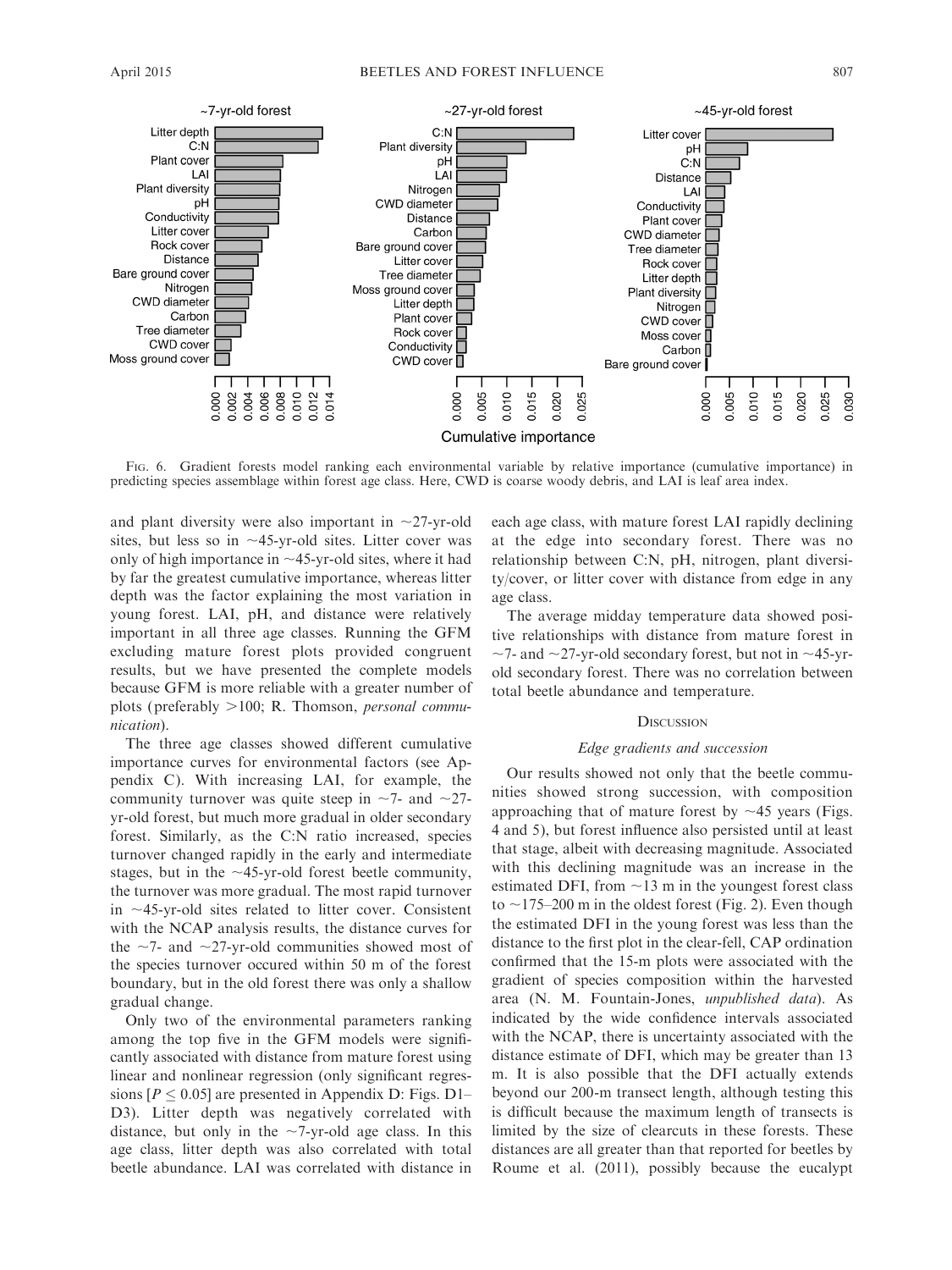FIG. 6. Gradient forests model ranking each environmental variable by relative importance (cumulative importance) in predicting species assemblage within forest age class. Here, CWD is coarse woody debris, and LAI is leaf area index.

and plant diversity were also important in ~27-yr-old sites, but less so in ~45-yr-old sites. Litter cover was only of high importance in ~45-yr-old sites, where it had by far the greatest cumulative importance, whereas litter depth was the factor explaining the most variation in young forest. LAI, pH, and distance were relatively important in all three age classes. Running the GFM excluding mature forest plots provided congruent results, but we have presented the complete models because GFM is more reliable with a greater number of plots (preferably >100; R. Thomson, *personal communication*).

The three age classes showed different cumulative importance curves for environmental factors (see Appendix C). With increasing LAI, for example, the community turnover was quite steep in ~7- and ~27-yr-old forest, but much more gradual in older secondary forest. Similarly, as the C:N ratio increased, species turnover changed rapidly in the early and intermediate stages, but in the ~45-yr-old forest beetle community, the turnover was more gradual. The most rapid turnover in ~45-yr-old sites related to litter cover. Consistent with the NCAP analysis results, the distance curves for the ~7- and ~27-yr-old communities showed most of the species turnover occured within 50 m of the forest boundary, but in the old forest there was only a shallow gradual change.

Only two of the environmental parameters ranking among the top five in the GFM models were significantly associated with distance from mature forest using linear and nonlinear regression (only significant regressions [$P \leq 0.05$] are presented in Appendix D: Figs. D1–D3). Litter depth was negatively correlated with distance, but only in the ~7-yr-old age class. In this age class, litter depth was also correlated with total beetle abundance. LAI was correlated with distance in each age class, with mature forest LAI rapidly declining at the edge into secondary forest. There was no relationship between C:N, pH, nitrogen, plant diversity/cover, or litter cover with distance from edge in any age class.

The average midday temperature data showed positive relationships with distance from mature forest in ~7- and ~27-yr-old secondary forest, but not in ~45-yr-old secondary forest. There was no correlation between total beetle abundance and temperature.

## DISCUSSION

### *Edge gradients and succession*

Our results showed not only that the beetle communities showed strong succession, with composition approaching that of mature forest by ~45 years (Figs. 4 and 5), but forest influence also persisted until at least that stage, albeit with decreasing magnitude. Associated with this declining magnitude was an increase in the estimated DFI, from ~13 m in the youngest forest class to ~175–200 m in the oldest forest (Fig. 2). Even though the estimated DFI in the young forest was less than the distance to the first plot in the clear-fell, CAP ordination confirmed that the 15-m plots were associated with the gradient of species composition within the harvested area (N. M. Fountain-Jones, *unpublished data*). As indicated by the wide confidence intervals associated with the NCAP, there is uncertainty associated with the distance estimate of DFI, which may be greater than 13 m. It is also possible that the DFI actually extends beyond our 200-m transect length, although testing this is difficult because the maximum length of transects is limited by the size of clearcuts in these forests. These distances are all greater than that reported for beetles by Roume et al. (2011), possibly because the eucalypt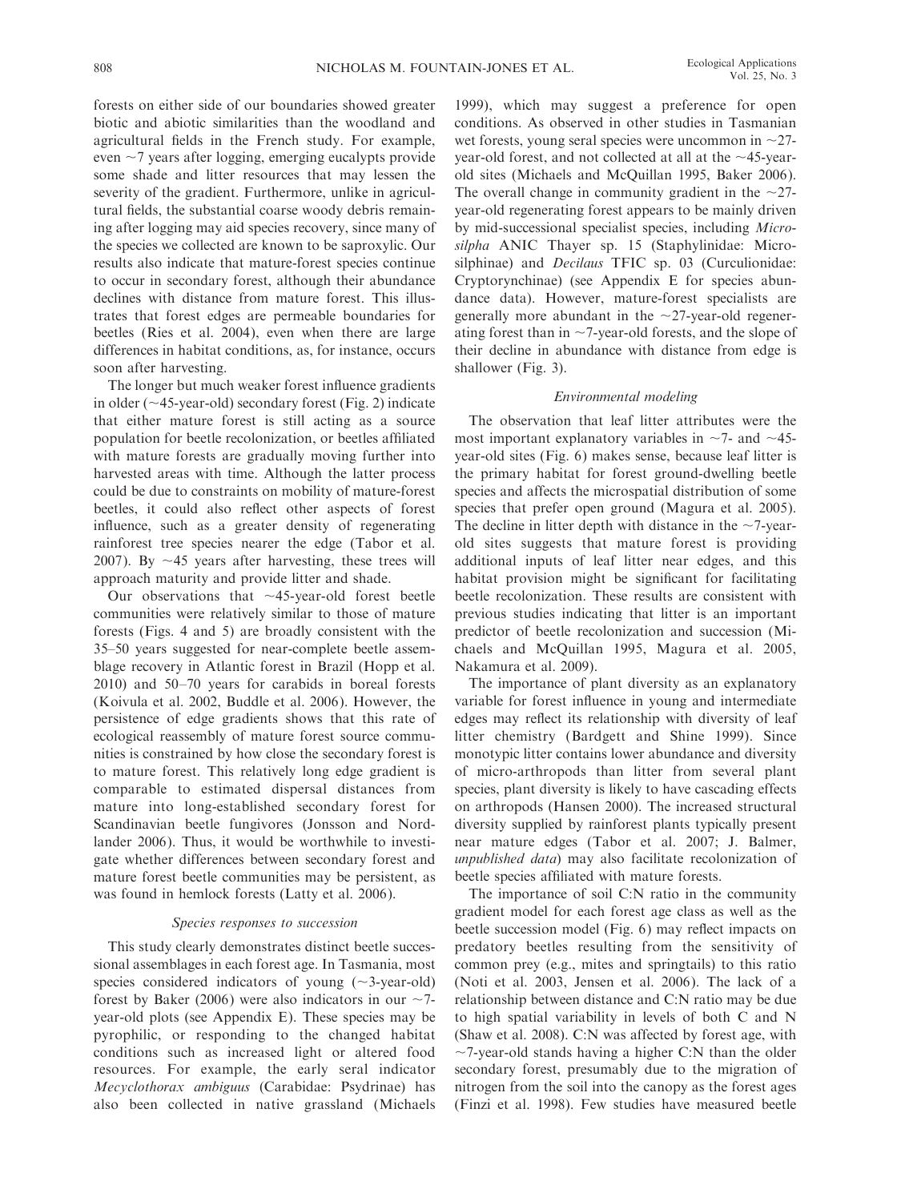forests on either side of our boundaries showed greater biotic and abiotic similarities than the woodland and agricultural fields in the French study. For example, even ~7 years after logging, emerging eucalypts provide some shade and litter resources that may lessen the severity of the gradient. Furthermore, unlike in agricultural fields, the substantial coarse woody debris remaining after logging may aid species recovery, since many of the species we collected are known to be saproxylic. Our results also indicate that mature-forest species continue to occur in secondary forest, although their abundance declines with distance from mature forest. This illustrates that forest edges are permeable boundaries for beetles (Ries et al. 2004), even when there are large differences in habitat conditions, as, for instance, occurs soon after harvesting.

The longer but much weaker forest influence gradients in older (~45-year-old) secondary forest (Fig. 2) indicate that either mature forest is still acting as a source population for beetle recolonization, or beetles affiliated with mature forests are gradually moving further into harvested areas with time. Although the latter process could be due to constraints on mobility of mature-forest beetles, it could also reflect other aspects of forest influence, such as a greater density of regenerating rainforest tree species nearer the edge (Tabor et al. 2007). By ~45 years after harvesting, these trees will approach maturity and provide litter and shade.

Our observations that ~45-year-old forest beetle communities were relatively similar to those of mature forests (Figs. 4 and 5) are broadly consistent with the 35–50 years suggested for near-complete beetle assemblage recovery in Atlantic forest in Brazil (Hopp et al. 2010) and 50–70 years for carabids in boreal forests (Koivula et al. 2002, Buddle et al. 2006). However, the persistence of edge gradients shows that this rate of ecological reassembly of mature forest source communities is constrained by how close the secondary forest is to mature forest. This relatively long edge gradient is comparable to estimated dispersal distances from mature into long-established secondary forest for Scandinavian beetle fungivores (Jonsson and Nordlander 2006). Thus, it would be worthwhile to investigate whether differences between secondary forest and mature forest beetle communities may be persistent, as was found in hemlock forests (Latty et al. 2006).

### *Species responses to succession*

This study clearly demonstrates distinct beetle successional assemblages in each forest age. In Tasmania, most species considered indicators of young (~3-year-old) forest by Baker (2006) were also indicators in our ~7-year-old plots (see Appendix E). These species may be pyrophilic, or responding to the changed habitat conditions such as increased light or altered food resources. For example, the early seral indicator *Mecyclothorax ambiguus* (Carabidae: Psydrinae) has also been collected in native grassland (Michaels 1999), which may suggest a preference for open conditions. As observed in other studies in Tasmanian wet forests, young seral species were uncommon in ~27-year-old forest, and not collected at all at the ~45-year-old sites (Michaels and McQuillan 1995, Baker 2006). The overall change in community gradient in the ~27-year-old regenerating forest appears to be mainly driven by mid-successional specialist species, including *Microsilpha* ANIC Thayer sp. 15 (Staphylinidae: Microsilphinae) and *Decilaus* TFIC sp. 03 (Curculionidae: Cryptorynchinae) (see Appendix E for species abundance data). However, mature-forest specialists are generally more abundant in the ~27-year-old regenerating forest than in ~7-year-old forests, and the slope of their decline in abundance with distance from edge is shallower (Fig. 3).

### *Environmental modeling*

The observation that leaf litter attributes were the most important explanatory variables in ~7- and ~45-year-old sites (Fig. 6) makes sense, because leaf litter is the primary habitat for forest ground-dwelling beetle species and affects the microspatial distribution of some species that prefer open ground (Magura et al. 2005). The decline in litter depth with distance in the ~7-year-old sites suggests that mature forest is providing additional inputs of leaf litter near edges, and this habitat provision might be significant for facilitating beetle recolonization. These results are consistent with previous studies indicating that litter is an important predictor of beetle recolonization and succession (Michaels and McQuillan 1995, Magura et al. 2005, Nakamura et al. 2009).

The importance of plant diversity as an explanatory variable for forest influence in young and intermediate edges may reflect its relationship with diversity of leaf litter chemistry (Bardgett and Shine 1999). Since monotypic litter contains lower abundance and diversity of micro-arthropods than litter from several plant species, plant diversity is likely to have cascading effects on arthropods (Hansen 2000). The increased structural diversity supplied by rainforest plants typically present near mature edges (Tabor et al. 2007; J. Balmer, *unpublished data*) may also facilitate recolonization of beetle species affiliated with mature forests.

The importance of soil C:N ratio in the community gradient model for each forest age class as well as the beetle succession model (Fig. 6) may reflect impacts on predatory beetles resulting from the sensitivity of common prey (e.g., mites and springtails) to this ratio (Noti et al. 2003, Jensen et al. 2006). The lack of a relationship between distance and C:N ratio may be due to high spatial variability in levels of both C and N (Shaw et al. 2008). C:N was affected by forest age, with ~7-year-old stands having a higher C:N than the older secondary forest, presumably due to the migration of nitrogen from the soil into the canopy as the forest ages (Finzi et al. 1998). Few studies have measured beetle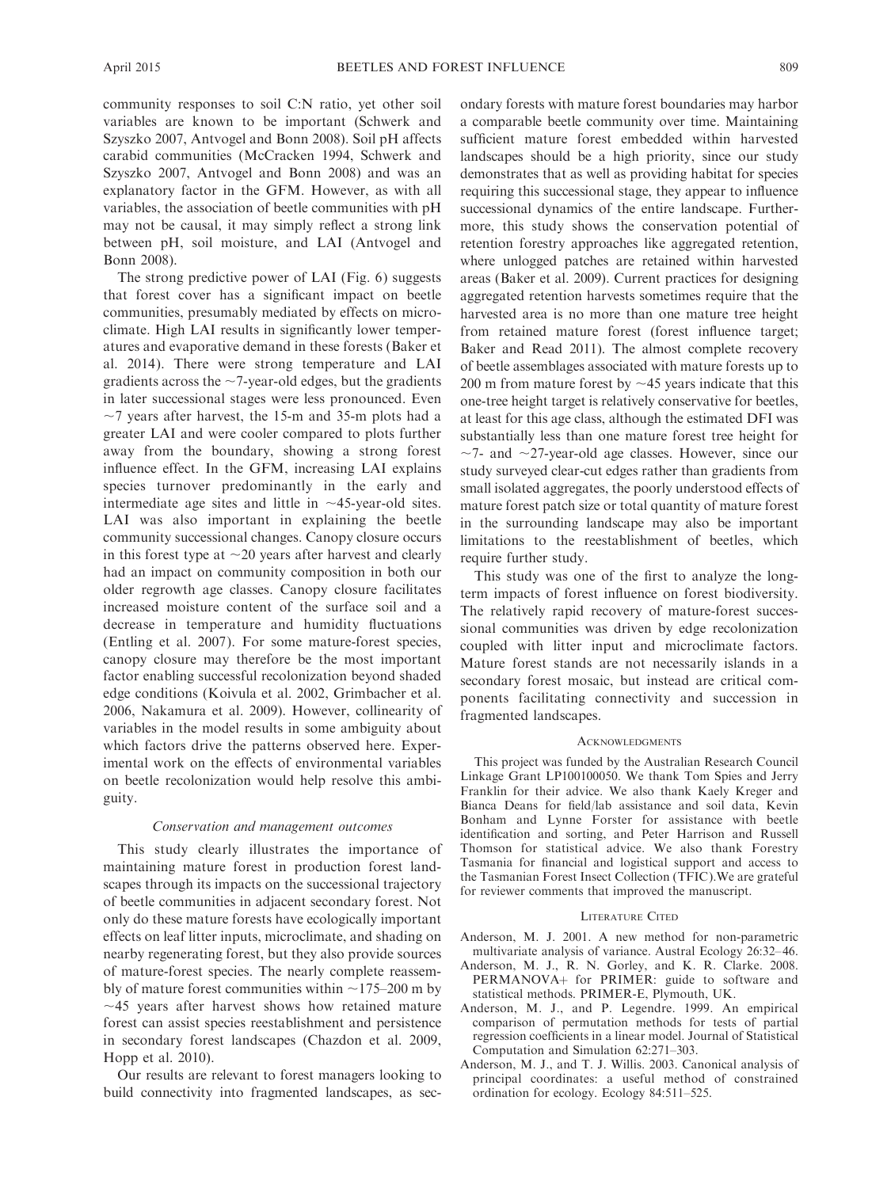community responses to soil C:N ratio, yet other soil variables are known to be important (Schwerk and Szyszko 2007, Antvogel and Bonn 2008). Soil pH affects carabid communities (McCracken 1994, Schwerk and Szyszko 2007, Antvogel and Bonn 2008) and was an explanatory factor in the GFM. However, as with all variables, the association of beetle communities with pH may not be causal, it may simply reflect a strong link between pH, soil moisture, and LAI (Antvogel and Bonn 2008).

The strong predictive power of LAI (Fig. 6) suggests that forest cover has a significant impact on beetle communities, presumably mediated by effects on microclimate. High LAI results in significantly lower temperatures and evaporative demand in these forests (Baker et al. 2014). There were strong temperature and LAI gradients across the ~7-year-old edges, but the gradients in later successional stages were less pronounced. Even ~7 years after harvest, the 15-m and 35-m plots had a greater LAI and were cooler compared to plots further away from the boundary, showing a strong forest influence effect. In the GFM, increasing LAI explains species turnover predominantly in the early and intermediate age sites and little in ~45-year-old sites. LAI was also important in explaining the beetle community successional changes. Canopy closure occurs in this forest type at ~20 years after harvest and clearly had an impact on community composition in both our older regrowth age classes. Canopy closure facilitates increased moisture content of the surface soil and a decrease in temperature and humidity fluctuations (Entling et al. 2007). For some mature-forest species, canopy closure may therefore be the most important factor enabling successful recolonization beyond shaded edge conditions (Koivula et al. 2002, Grimbacher et al. 2006, Nakamura et al. 2009). However, collinearity of variables in the model results in some ambiguity about which factors drive the patterns observed here. Experimental work on the effects of environmental variables on beetle recolonization would help resolve this ambiguity.

### *Conservation and management outcomes*

This study clearly illustrates the importance of maintaining mature forest in production forest landscapes through its impacts on the successional trajectory of beetle communities in adjacent secondary forest. Not only do these mature forests have ecologically important effects on leaf litter inputs, microclimate, and shading on nearby regenerating forest, but they also provide sources of mature-forest species. The nearly complete reassembly of mature forest communities within ~175–200 m by ~45 years after harvest shows how retained mature forest can assist species reestablishment and persistence in secondary forest landscapes (Chazdon et al. 2009, Hopp et al. 2010).

Our results are relevant to forest managers looking to build connectivity into fragmented landscapes, as secondary forests with mature forest boundaries may harbor a comparable beetle community over time. Maintaining sufficient mature forest embedded within harvested landscapes should be a high priority, since our study demonstrates that as well as providing habitat for species requiring this successional stage, they appear to influence successional dynamics of the entire landscape. Furthermore, this study shows the conservation potential of retention forestry approaches like aggregated retention, where unlogged patches are retained within harvested areas (Baker et al. 2009). Current practices for designing aggregated retention harvests sometimes require that the harvested area is no more than one mature tree height from retained mature forest (forest influence target; Baker and Read 2011). The almost complete recovery of beetle assemblages associated with mature forests up to 200 m from mature forest by ~45 years indicate that this one-tree height target is relatively conservative for beetles, at least for this age class, although the estimated DFI was substantially less than one mature forest tree height for ~7- and ~27-year-old age classes. However, since our study surveyed clear-cut edges rather than gradients from small isolated aggregates, the poorly understood effects of mature forest patch size or total quantity of mature forest in the surrounding landscape may also be important limitations to the reestablishment of beetles, which require further study.

This study was one of the first to analyze the long-term impacts of forest influence on forest biodiversity. The relatively rapid recovery of mature-forest successional communities was driven by edge recolonization coupled with litter input and microclimate factors. Mature forest stands are not necessarily islands in a secondary forest mosaic, but instead are critical components facilitating connectivity and succession in fragmented landscapes.

## Acknowledgments

This project was funded by the Australian Research Council Linkage Grant LP100100050. We thank Tom Spies and Jerry Franklin for their advice. We also thank Kaely Kreger and Bianca Deans for field/lab assistance and soil data, Kevin Bonham and Lynne Forster for assistance with beetle identification and sorting, and Peter Harrison and Russell Thomson for statistical advice. We also thank Forestry Tasmania for financial and logistical support and access to the Tasmanian Forest Insect Collection (TFIC).We are grateful for reviewer comments that improved the manuscript.

## Literature Cited

Anderson, M. J. 2001. A new method for non-parametric multivariate analysis of variance. Austral Ecology 26:32–46.

Anderson, M. J., R. N. Gorley, and K. R. Clarke. 2008. PERMANOVA+ for PRIMER: guide to software and statistical methods. PRIMER-E, Plymouth, UK.

Anderson, M. J., and P. Legendre. 1999. An empirical comparison of permutation methods for tests of partial regression coefficients in a linear model. Journal of Statistical Computation and Simulation 62:271–303.

Anderson, M. J., and T. J. Willis. 2003. Canonical analysis of principal coordinates: a useful method of constrained ordination for ecology. Ecology 84:511–525.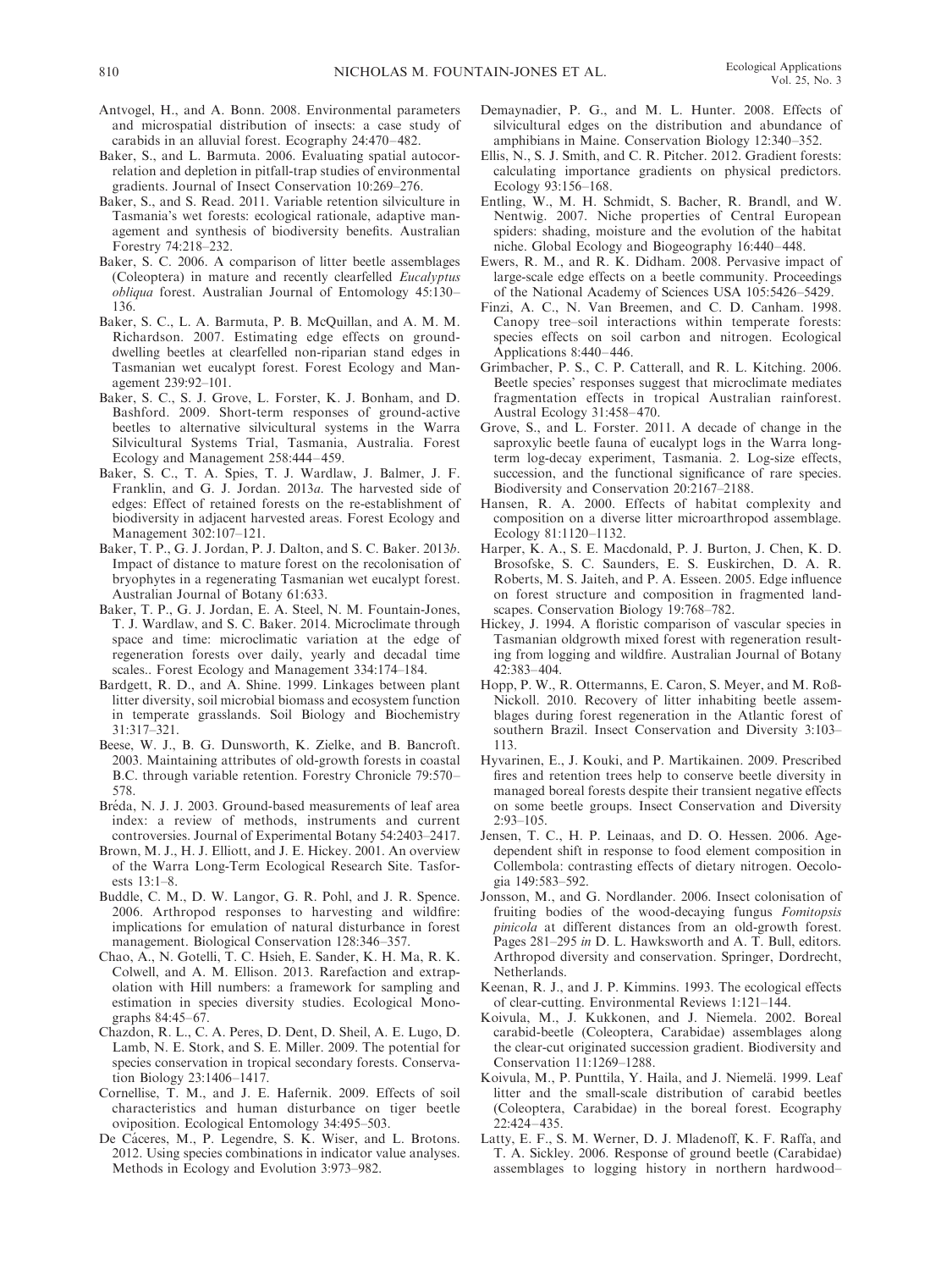Antvogel, H., and A. Bonn. 2008. Environmental parameters and microspatial distribution of insects: a case study of carabids in an alluvial forest. Ecography 24:470–482.

Baker, S., and L. Barmuta. 2006. Evaluating spatial autocorrelation and depletion in pitfall-trap studies of environmental gradients. Journal of Insect Conservation 10:269–276.

Baker, S., and S. Read. 2011. Variable retention silviculture in Tasmania's wet forests: ecological rationale, adaptive management and synthesis of biodiversity benefits. Australian Forestry 74:218–232.

Baker, S. C. 2006. A comparison of litter beetle assemblages (Coleoptera) in mature and recently clearfelled *Eucalyptus obliqua* forest. Australian Journal of Entomology 45:130–136.

Baker, S. C., L. A. Barmuta, P. B. McQuillan, and A. M. M. Richardson. 2007. Estimating edge effects on ground-dwelling beetles at clearfelled non-riparian stand edges in Tasmanian wet eucalypt forest. Forest Ecology and Management 239:92–101.

Baker, S. C., S. J. Grove, L. Forster, K. J. Bonham, and D. Bashford. 2009. Short-term responses of ground-active beetles to alternative silvicultural systems in the Warra Silvicultural Systems Trial, Tasmania, Australia. Forest Ecology and Management 258:444–459.

Baker, S. C., T. A. Spies, T. J. Wardlaw, J. Balmer, J. F. Franklin, and G. J. Jordan. 2013*a*. The harvested side of edges: Effect of retained forests on the re-establishment of biodiversity in adjacent harvested areas. Forest Ecology and Management 302:107–121.

Baker, T. P., G. J. Jordan, P. J. Dalton, and S. C. Baker. 2013*b*. Impact of distance to mature forest on the recolonisation of bryophytes in a regenerating Tasmanian wet eucalypt forest. Australian Journal of Botany 61:633.

Baker, T. P., G. J. Jordan, E. A. Steel, N. M. Fountain-Jones, T. J. Wardlaw, and S. C. Baker. 2014. Microclimate through space and time: microclimatic variation at the edge of regeneration forests over daily, yearly and decadal time scales.. Forest Ecology and Management 334:174–184.

Bardgett, R. D., and A. Shine. 1999. Linkages between plant litter diversity, soil microbial biomass and ecosystem function in temperate grasslands. Soil Biology and Biochemistry 31:317–321.

Beese, W. J., B. G. Dunsworth, K. Zielke, and B. Bancroft. 2003. Maintaining attributes of old-growth forests in coastal B.C. through variable retention. Forestry Chronicle 79:570–578.

Bréda, N. J. J. 2003. Ground-based measurements of leaf area index: a review of methods, instruments and current controversies. Journal of Experimental Botany 54:2403–2417.

Brown, M. J., H. J. Elliott, and J. E. Hickey. 2001. An overview of the Warra Long-Term Ecological Research Site. Tasforests 13:1–8.

Buddle, C. M., D. W. Langor, G. R. Pohl, and J. R. Spence. 2006. Arthropod responses to harvesting and wildfire: implications for emulation of natural disturbance in forest management. Biological Conservation 128:346–357.

Chao, A., N. Gotelli, T. C. Hsieh, E. Sander, K. H. Ma, R. K. Colwell, and A. M. Ellison. 2013. Rarefaction and extrapolation with Hill numbers: a framework for sampling and estimation in species diversity studies. Ecological Monographs 84:45–67.

Chazdon, R. L., C. A. Peres, D. Dent, D. Sheil, A. E. Lugo, D. Lamb, N. E. Stork, and S. E. Miller. 2009. The potential for species conservation in tropical secondary forests. Conservation Biology 23:1406–1417.

Cornellise, T. M., and J. E. Hafernik. 2009. Effects of soil characteristics and human disturbance on tiger beetle oviposition. Ecological Entomology 34:495–503.

De Cáceres, M., P. Legendre, S. K. Wiser, and L. Brotons. 2012. Using species combinations in indicator value analyses. Methods in Ecology and Evolution 3:973–982.

Demaynadier, P. G., and M. L. Hunter. 2008. Effects of silvicultural edges on the distribution and abundance of amphibians in Maine. Conservation Biology 12:340–352.

Ellis, N., S. J. Smith, and C. R. Pitcher. 2012. Gradient forests: calculating importance gradients on physical predictors. Ecology 93:156–168.

Entling, W., M. H. Schmidt, S. Bacher, R. Brandl, and W. Nentwig. 2007. Niche properties of Central European spiders: shading, moisture and the evolution of the habitat niche. Global Ecology and Biogeography 16:440–448.

Ewers, R. M., and R. K. Didham. 2008. Pervasive impact of large-scale edge effects on a beetle community. Proceedings of the National Academy of Sciences USA 105:5426–5429.

Finzi, A. C., N. Van Breemen, and C. D. Canham. 1998. Canopy tree–soil interactions within temperate forests: species effects on soil carbon and nitrogen. Ecological Applications 8:440–446.

Grimbacher, P. S., C. P. Catterall, and R. L. Kitching. 2006. Beetle species' responses suggest that microclimate mediates fragmentation effects in tropical Australian rainforest. Austral Ecology 31:458–470.

Grove, S., and L. Forster. 2011. A decade of change in the saproxylic beetle fauna of eucalypt logs in the Warra long-term log-decay experiment, Tasmania. 2. Log-size effects, succession, and the functional significance of rare species. Biodiversity and Conservation 20:2167–2188.

Hansen, R. A. 2000. Effects of habitat complexity and composition on a diverse litter microarthropod assemblage. Ecology 81:1120–1132.

Harper, K. A., S. E. Macdonald, P. J. Burton, J. Chen, K. D. Brosofske, S. C. Saunders, E. S. Euskirchen, D. A. R. Roberts, M. S. Jaiteh, and P. A. Esseen. 2005. Edge influence on forest structure and composition in fragmented landscapes. Conservation Biology 19:768–782.

Hickey, J. 1994. A floristic comparison of vascular species in Tasmanian oldgrowth mixed forest with regeneration resulting from logging and wildfire. Australian Journal of Botany 42:383–404.

Hopp, P. W., R. Ottermanns, E. Caron, S. Meyer, and M. Roß-Nickoll. 2010. Recovery of litter inhabiting beetle assemblages during forest regeneration in the Atlantic forest of southern Brazil. Insect Conservation and Diversity 3:103–113.

Hyvarinen, E., J. Kouki, and P. Martikainen. 2009. Prescribed fires and retention trees help to conserve beetle diversity in managed boreal forests despite their transient negative effects on some beetle groups. Insect Conservation and Diversity 2:93–105.

Jensen, T. C., H. P. Leinaas, and D. O. Hessen. 2006. Age-dependent shift in response to food element composition in Collembola: contrasting effects of dietary nitrogen. Oecologia 149:583–592.

Jonsson, M., and G. Nordlander. 2006. Insect colonisation of fruiting bodies of the wood-decaying fungus *Fomitopsis pinicola* at different distances from an old-growth forest. Pages 281–295 *in* D. L. Hawksworth and A. T. Bull, editors. Arthropod diversity and conservation. Springer, Dordrecht, Netherlands.

Keenan, R. J., and J. P. Kimmins. 1993. The ecological effects of clear-cutting. Environmental Reviews 1:121–144.

Koivula, M., J. Kukkonen, and J. Niemela. 2002. Boreal carabid-beetle (Coleoptera, Carabidae) assemblages along the clear-cut originated succession gradient. Biodiversity and Conservation 11:1269–1288.

Koivula, M., P. Punttila, Y. Haila, and J. Niemelä. 1999. Leaf litter and the small-scale distribution of carabid beetles (Coleoptera, Carabidae) in the boreal forest. Ecography 22:424–435.

Latty, E. F., S. M. Werner, D. J. Mladenoff, K. F. Raffa, and T. A. Sickley. 2006. Response of ground beetle (Carabidae) assemblages to logging history in northern hardwood–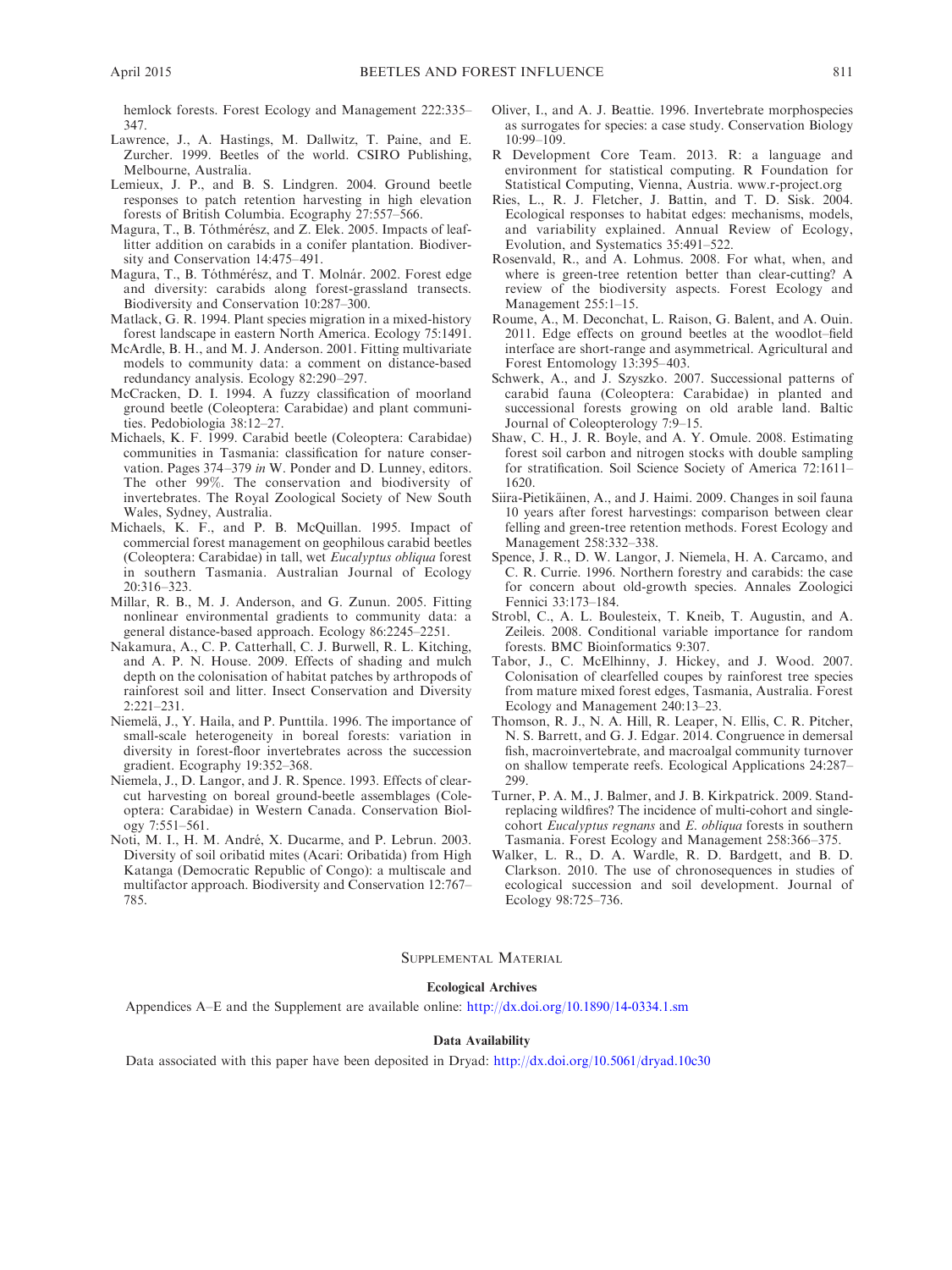hemlock forests. Forest Ecology and Management 222:335–347.

Lawrence, J., A. Hastings, M. Dallwitz, T. Paine, and E. Zurcher. 1999. Beetles of the world. CSIRO Publishing, Melbourne, Australia.

Lemieux, J. P., and B. S. Lindgren. 2004. Ground beetle responses to patch retention harvesting in high elevation forests of British Columbia. Ecography 27:557–566.

Magura, T., B. Tóthmérész, and Z. Elek. 2005. Impacts of leaf-litter addition on carabids in a conifer plantation. Biodiversity and Conservation 14:475–491.

Magura, T., B. Tóthmérész, and T. Molnár. 2002. Forest edge and diversity: carabids along forest-grassland transects. Biodiversity and Conservation 10:287–300.

Matlack, G. R. 1994. Plant species migration in a mixed-history forest landscape in eastern North America. Ecology 75:1491.

McArdle, B. H., and M. J. Anderson. 2001. Fitting multivariate models to community data: a comment on distance-based redundancy analysis. Ecology 82:290–297.

McCracken, D. I. 1994. A fuzzy classification of moorland ground beetle (Coleoptera: Carabidae) and plant communities. Pedobiologia 38:12–27.

Michaels, K. F. 1999. Carabid beetle (Coleoptera: Carabidae) communities in Tasmania: classification for nature conservation. Pages 374–379 *in* W. Ponder and D. Lunney, editors. The other 99%. The conservation and biodiversity of invertebrates. The Royal Zoological Society of New South Wales, Sydney, Australia.

Michaels, K. F., and P. B. McQuillan. 1995. Impact of commercial forest management on geophilous carabid beetles (Coleoptera: Carabidae) in tall, wet *Eucalyptus obliqua* forest in southern Tasmania. Australian Journal of Ecology 20:316–323.

Millar, R. B., M. J. Anderson, and G. Zunun. 2005. Fitting nonlinear environmental gradients to community data: a general distance-based approach. Ecology 86:2245–2251.

Nakamura, A., C. P. Catterhall, C. J. Burwell, R. L. Kitching, and A. P. N. House. 2009. Effects of shading and mulch depth on the colonisation of habitat patches by arthropods of rainforest soil and litter. Insect Conservation and Diversity 2:221–231.

Niemelä, J., Y. Haila, and P. Punttila. 1996. The importance of small-scale heterogeneity in boreal forests: variation in diversity in forest-floor invertebrates across the succession gradient. Ecography 19:352–368.

Niemela, J., D. Langor, and J. R. Spence. 1993. Effects of clear-cut harvesting on boreal ground-beetle assemblages (Coleoptera: Carabidae) in Western Canada. Conservation Biology 7:551–561.

Noti, M. I., H. M. André, X. Ducarme, and P. Lebrun. 2003. Diversity of soil oribatid mites (Acari: Oribatida) from High Katanga (Democratic Republic of Congo): a multiscale and multifactor approach. Biodiversity and Conservation 12:767–785.

Oliver, I., and A. J. Beattie. 1996. Invertebrate morphospecies as surrogates for species: a case study. Conservation Biology 10:99–109.

R Development Core Team. 2013. R: a language and environment for statistical computing. R Foundation for Statistical Computing, Vienna, Austria. www.r-project.org

Ries, L., R. J. Fletcher, J. Battin, and T. D. Sisk. 2004. Ecological responses to habitat edges: mechanisms, models, and variability explained. Annual Review of Ecology, Evolution, and Systematics 35:491–522.

Rosenvald, R., and A. Lohmus. 2008. For what, when, and where is green-tree retention better than clear-cutting? A review of the biodiversity aspects. Forest Ecology and Management 255:1–15.

Roume, A., M. Deconchat, L. Raison, G. Balent, and A. Ouin. 2011. Edge effects on ground beetles at the woodlot–field interface are short-range and asymmetrical. Agricultural and Forest Entomology 13:395–403.

Schwerk, A., and J. Szyszko. 2007. Successional patterns of carabid fauna (Coleoptera: Carabidae) in planted and successional forests growing on old arable land. Baltic Journal of Coleopterology 7:9–15.

Shaw, C. H., J. R. Boyle, and A. Y. Omule. 2008. Estimating forest soil carbon and nitrogen stocks with double sampling for stratification. Soil Science Society of America 72:1611–1620.

Siira-Pietikäinen, A., and J. Haimi. 2009. Changes in soil fauna 10 years after forest harvestings: comparison between clear felling and green-tree retention methods. Forest Ecology and Management 258:332–338.

Spence, J. R., D. W. Langor, J. Niemela, H. A. Carcamo, and C. R. Currie. 1996. Northern forestry and carabids: the case for concern about old-growth species. Annales Zoologici Fennici 33:173–184.

Strobl, C., A. L. Boulesteix, T. Kneib, T. Augustin, and A. Zeileis. 2008. Conditional variable importance for random forests. BMC Bioinformatics 9:307.

Tabor, J., C. McElhinny, J. Hickey, and J. Wood. 2007. Colonisation of clearfelled coupes by rainforest tree species from mature mixed forest edges, Tasmania, Australia. Forest Ecology and Management 240:13–23.

Thomson, R. J., N. A. Hill, R. Leaper, N. Ellis, C. R. Pitcher, N. S. Barrett, and G. J. Edgar. 2014. Congruence in demersal fish, macroinvertebrate, and macroalgal community turnover on shallow temperate reefs. Ecological Applications 24:287–299.

Turner, P. A. M., J. Balmer, and J. B. Kirkpatrick. 2009. Stand-replacing wildfires? The incidence of multi-cohort and single-cohort *Eucalyptus regnans* and *E. obliqua* forests in southern Tasmania. Forest Ecology and Management 258:366–375.

Walker, L. R., D. A. Wardle, R. D. Bardgett, and B. D. Clarkson. 2010. The use of chronosequences in studies of ecological succession and soil development. Journal of Ecology 98:725–736.

## Supplemental Material

### Ecological Archives

Appendices A–E and the Supplement are available online: http://dx.doi.org/10.1890/14-0334.1.sm

### Data Availability

Data associated with this paper have been deposited in Dryad: http://dx.doi.org/10.5061/dryad.10c30